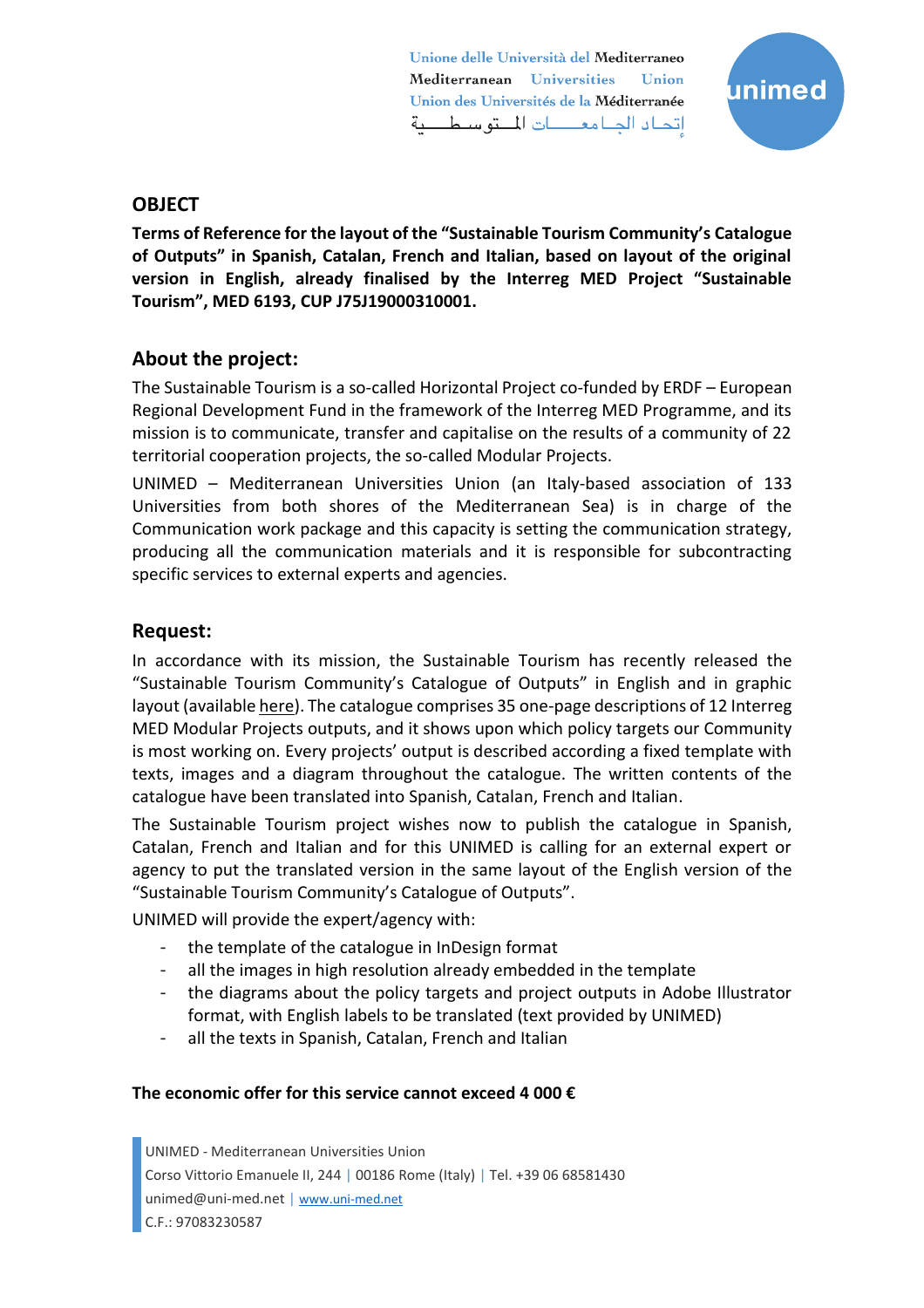Unione delle Università del Mediterraneo
Mediterranean Universities Union
Union des Universités de la Méditerranée
إتحاد الجامعات المتوسطية

## OBJECT

**Terms of Reference for the layout of the "Sustainable Tourism Community's Catalogue of Outputs" in Spanish, Catalan, French and Italian, based on layout of the original version in English, already finalised by the Interreg MED Project "Sustainable Tourism", MED 6193, CUP J75J19000310001.**

## About the project:

The Sustainable Tourism is a so-called Horizontal Project co-funded by ERDF – European Regional Development Fund in the framework of the Interreg MED Programme, and its mission is to communicate, transfer and capitalise on the results of a community of 22 territorial cooperation projects, the so-called Modular Projects.

UNIMED – Mediterranean Universities Union (an Italy-based association of 133 Universities from both shores of the Mediterranean Sea) is in charge of the Communication work package and this capacity is setting the communication strategy, producing all the communication materials and it is responsible for subcontracting specific services to external experts and agencies.

## Request:

In accordance with its mission, the Sustainable Tourism has recently released the "Sustainable Tourism Community's Catalogue of Outputs" in English and in graphic layout (available here). The catalogue comprises 35 one-page descriptions of 12 Interreg MED Modular Projects outputs, and it shows upon which policy targets our Community is most working on. Every projects' output is described according a fixed template with texts, images and a diagram throughout the catalogue. The written contents of the catalogue have been translated into Spanish, Catalan, French and Italian.

The Sustainable Tourism project wishes now to publish the catalogue in Spanish, Catalan, French and Italian and for this UNIMED is calling for an external expert or agency to put the translated version in the same layout of the English version of the "Sustainable Tourism Community's Catalogue of Outputs".

UNIMED will provide the expert/agency with:

- the template of the catalogue in InDesign format
- all the images in high resolution already embedded in the template
- the diagrams about the policy targets and project outputs in Adobe Illustrator format, with English labels to be translated (text provided by UNIMED)
- all the texts in Spanish, Catalan, French and Italian

**The economic offer for this service cannot exceed 4 000 €**

UNIMED - Mediterranean Universities Union
Corso Vittorio Emanuele II, 244 | 00186 Rome (Italy) | Tel. +39 06 68581430
unimed@uni-med.net | www.uni-med.net
C.F.: 97083230587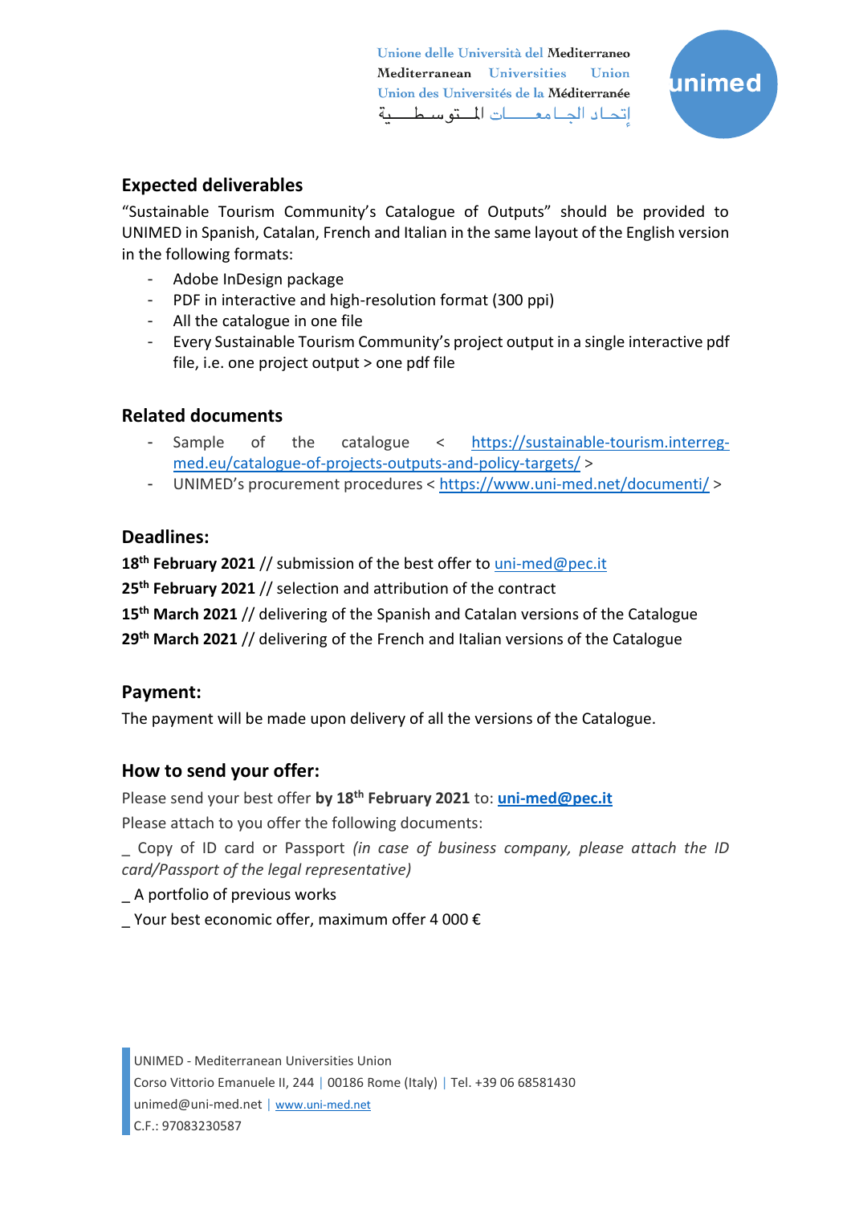## Expected deliverables

"Sustainable Tourism Community's Catalogue of Outputs" should be provided to UNIMED in Spanish, Catalan, French and Italian in the same layout of the English version in the following formats:

- Adobe InDesign package
- PDF in interactive and high-resolution format (300 ppi)
- All the catalogue in one file
- Every Sustainable Tourism Community's project output in a single interactive pdf file, i.e. one project output > one pdf file

## Related documents

- Sample of the catalogue < https://sustainable-tourism.interreg-med.eu/catalogue-of-projects-outputs-and-policy-targets/ >
- UNIMED's procurement procedures < https://www.uni-med.net/documenti/ >

## Deadlines:

**18th February 2021** // submission of the best offer to uni-med@pec.it

**25th February 2021** // selection and attribution of the contract

**15th March 2021** // delivering of the Spanish and Catalan versions of the Catalogue

**29th March 2021** // delivering of the French and Italian versions of the Catalogue

## Payment:

The payment will be made upon delivery of all the versions of the Catalogue.

## How to send your offer:

Please send your best offer **by 18th February 2021** to: **uni-med@pec.it**

Please attach to you offer the following documents:

_ Copy of ID card or Passport *(in case of business company, please attach the ID card/Passport of the legal representative)*

_ A portfolio of previous works

_ Your best economic offer, maximum offer 4 000 €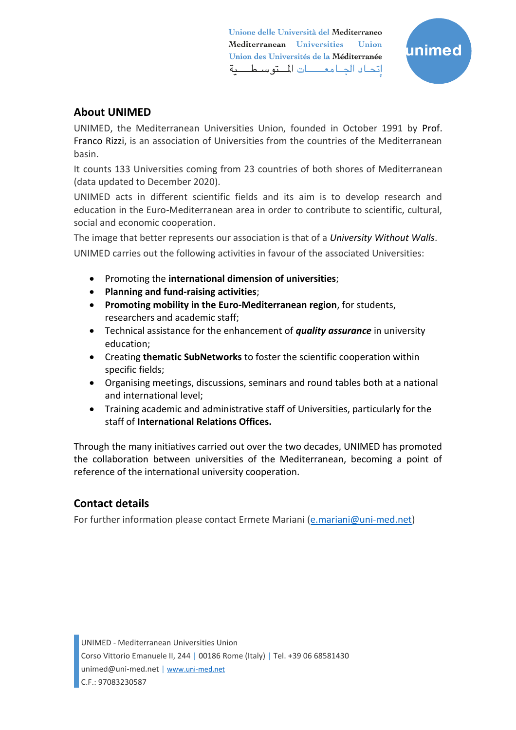Unione delle Università del Mediterraneo
Mediterranean Universities Union
Union des Universités de la Méditerranée
إتحـاد الجـامعـــات المـتوسـطـــية

## About UNIMED

UNIMED, the Mediterranean Universities Union, founded in October 1991 by Prof. Franco Rizzi, is an association of Universities from the countries of the Mediterranean basin.

It counts 133 Universities coming from 23 countries of both shores of Mediterranean (data updated to December 2020).

UNIMED acts in different scientific fields and its aim is to develop research and education in the Euro-Mediterranean area in order to contribute to scientific, cultural, social and economic cooperation.

The image that better represents our association is that of a *University Without Walls*.

UNIMED carries out the following activities in favour of the associated Universities:

- Promoting the **international dimension of universities**;
- **Planning and fund-raising activities**;
- **Promoting mobility in the Euro-Mediterranean region**, for students, researchers and academic staff;
- Technical assistance for the enhancement of ***quality assurance*** in university education;
- Creating **thematic SubNetworks** to foster the scientific cooperation within specific fields;
- Organising meetings, discussions, seminars and round tables both at a national and international level;
- Training academic and administrative staff of Universities, particularly for the staff of **International Relations Offices.**

Through the many initiatives carried out over the two decades, UNIMED has promoted the collaboration between universities of the Mediterranean, becoming a point of reference of the international university cooperation.

## Contact details

For further information please contact Ermete Mariani (e.mariani@uni-med.net)

UNIMED - Mediterranean Universities Union
Corso Vittorio Emanuele II, 244 | 00186 Rome (Italy) | Tel. +39 06 68581430
unimed@uni-med.net | www.uni-med.net
C.F.: 97083230587